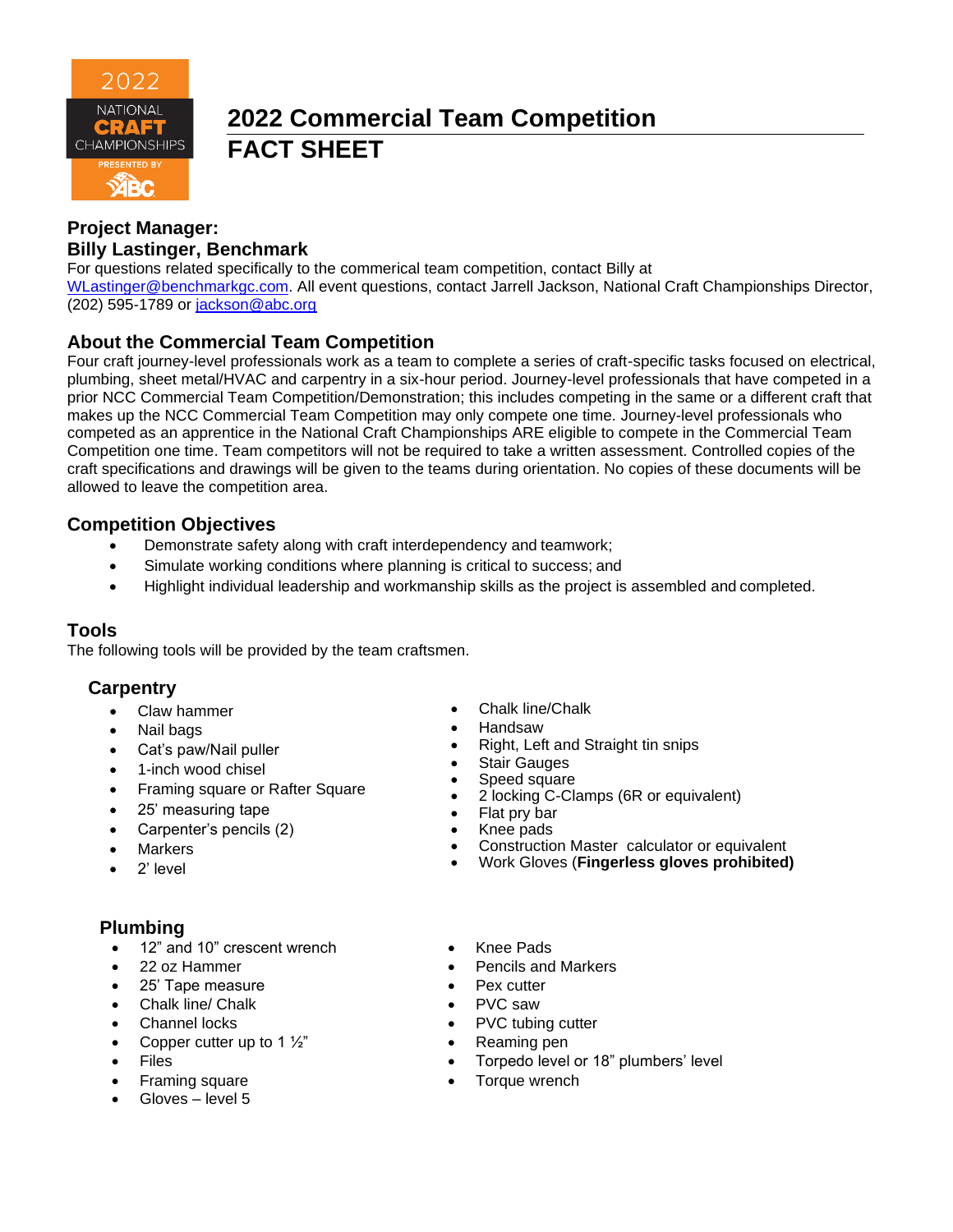# 2022 Commercial Team Competition
# FACT SHEET

**Project Manager:**
**Billy Lastinger, Benchmark**
For questions related specifically to the commerical team competition, contact Billy at WLastinger@benchmarkgc.com. All event questions, contact Jarrell Jackson, National Craft Championships Director, (202) 595-1789 or jackson@abc.org

## About the Commercial Team Competition

Four craft journey-level professionals work as a team to complete a series of craft-specific tasks focused on electrical, plumbing, sheet metal/HVAC and carpentry in a six-hour period. Journey-level professionals that have competed in a prior NCC Commercial Team Competition/Demonstration; this includes competing in the same or a different craft that makes up the NCC Commercial Team Competition may only compete one time. Journey-level professionals who competed as an apprentice in the National Craft Championships ARE eligible to compete in the Commercial Team Competition one time. Team competitors will not be required to take a written assessment. Controlled copies of the craft specifications and drawings will be given to the teams during orientation. No copies of these documents will be allowed to leave the competition area.

## Competition Objectives

- Demonstrate safety along with craft interdependency and teamwork;
- Simulate working conditions where planning is critical to success; and
- Highlight individual leadership and workmanship skills as the project is assembled and completed.

## Tools

The following tools will be provided by the team craftsmen.

### Carpentry

- Claw hammer
- Nail bags
- Cat's paw/Nail puller
- 1-inch wood chisel
- Framing square or Rafter Square
- 25' measuring tape
- Carpenter's pencils (2)
- Markers
- 2' level
- Chalk line/Chalk
- Handsaw
- Right, Left and Straight tin snips
- Stair Gauges
- Speed square
- 2 locking C-Clamps (6R or equivalent)
- Flat pry bar
- Knee pads
- Construction Master calculator or equivalent
- Work Gloves (**Fingerless gloves prohibited)**

### Plumbing

- 12" and 10" crescent wrench
- 22 oz Hammer
- 25' Tape measure
- Chalk line/ Chalk
- Channel locks
- Copper cutter up to 1 ½"
- Files
- Framing square
- Gloves – level 5
- Knee Pads
- Pencils and Markers
- Pex cutter
- PVC saw
- PVC tubing cutter
- Reaming pen
- Torpedo level or 18" plumbers' level
- Torque wrench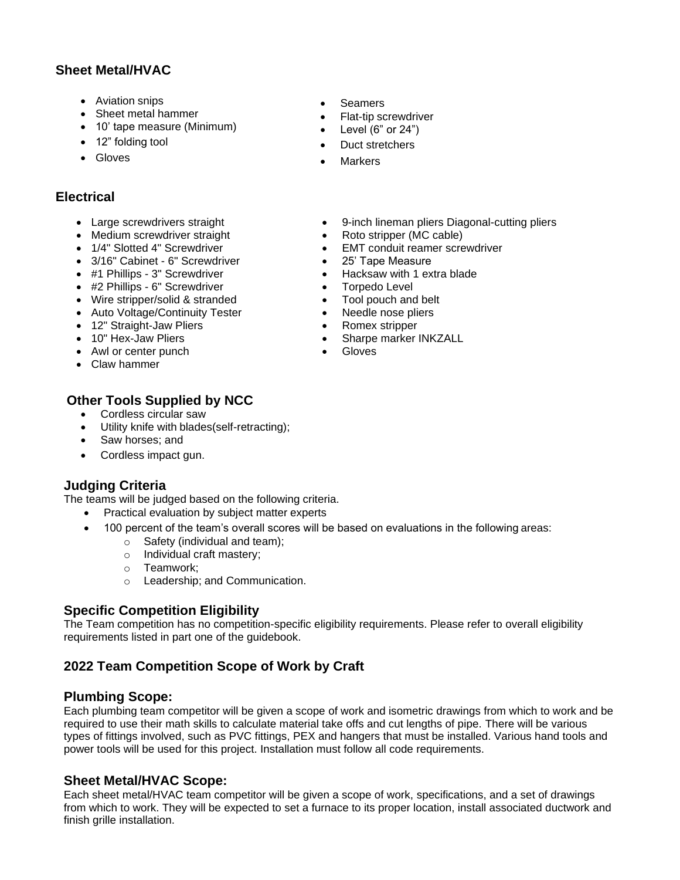## Sheet Metal/HVAC

- Aviation snips
- Sheet metal hammer
- 10' tape measure (Minimum)
- 12" folding tool
- Gloves
- Seamers
- Flat-tip screwdriver
- Level (6" or 24")
- Duct stretchers
- Markers

## Electrical

- Large screwdrivers straight
- Medium screwdriver straight
- 1/4" Slotted 4" Screwdriver
- 3/16" Cabinet - 6" Screwdriver
- #1 Phillips - 3" Screwdriver
- #2 Phillips - 6" Screwdriver
- Wire stripper/solid & stranded
- Auto Voltage/Continuity Tester
- 12" Straight-Jaw Pliers
- 10" Hex-Jaw Pliers
- Awl or center punch
- Claw hammer
- 9-inch lineman pliers Diagonal-cutting pliers
- Roto stripper (MC cable)
- EMT conduit reamer screwdriver
- 25' Tape Measure
- Hacksaw with 1 extra blade
- Torpedo Level
- Tool pouch and belt
- Needle nose pliers
- Romex stripper
- Sharpe marker INKZALL
- Gloves

## Other Tools Supplied by NCC

- Cordless circular saw
- Utility knife with blades(self-retracting);
- Saw horses; and
- Cordless impact gun.

## Judging Criteria

The teams will be judged based on the following criteria.

- Practical evaluation by subject matter experts
- 100 percent of the team's overall scores will be based on evaluations in the following areas:
  - Safety (individual and team);
  - Individual craft mastery;
  - Teamwork;
  - Leadership; and Communication.

## Specific Competition Eligibility

The Team competition has no competition-specific eligibility requirements. Please refer to overall eligibility requirements listed in part one of the guidebook.

## 2022 Team Competition Scope of Work by Craft

### Plumbing Scope:

Each plumbing team competitor will be given a scope of work and isometric drawings from which to work and be required to use their math skills to calculate material take offs and cut lengths of pipe. There will be various types of fittings involved, such as PVC fittings, PEX and hangers that must be installed. Various hand tools and power tools will be used for this project. Installation must follow all code requirements.

### Sheet Metal/HVAC Scope:

Each sheet metal/HVAC team competitor will be given a scope of work, specifications, and a set of drawings from which to work. They will be expected to set a furnace to its proper location, install associated ductwork and finish grille installation.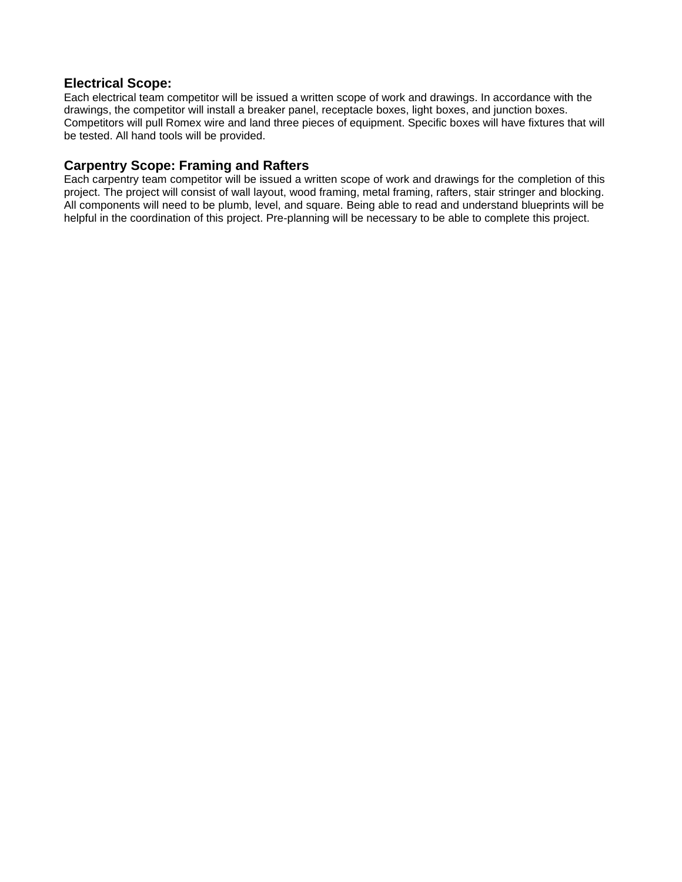### Electrical Scope:

Each electrical team competitor will be issued a written scope of work and drawings. In accordance with the drawings, the competitor will install a breaker panel, receptacle boxes, light boxes, and junction boxes. Competitors will pull Romex wire and land three pieces of equipment. Specific boxes will have fixtures that will be tested. All hand tools will be provided.

### Carpentry Scope: Framing and Rafters

Each carpentry team competitor will be issued a written scope of work and drawings for the completion of this project. The project will consist of wall layout, wood framing, metal framing, rafters, stair stringer and blocking. All components will need to be plumb, level, and square. Being able to read and understand blueprints will be helpful in the coordination of this project. Pre-planning will be necessary to be able to complete this project.